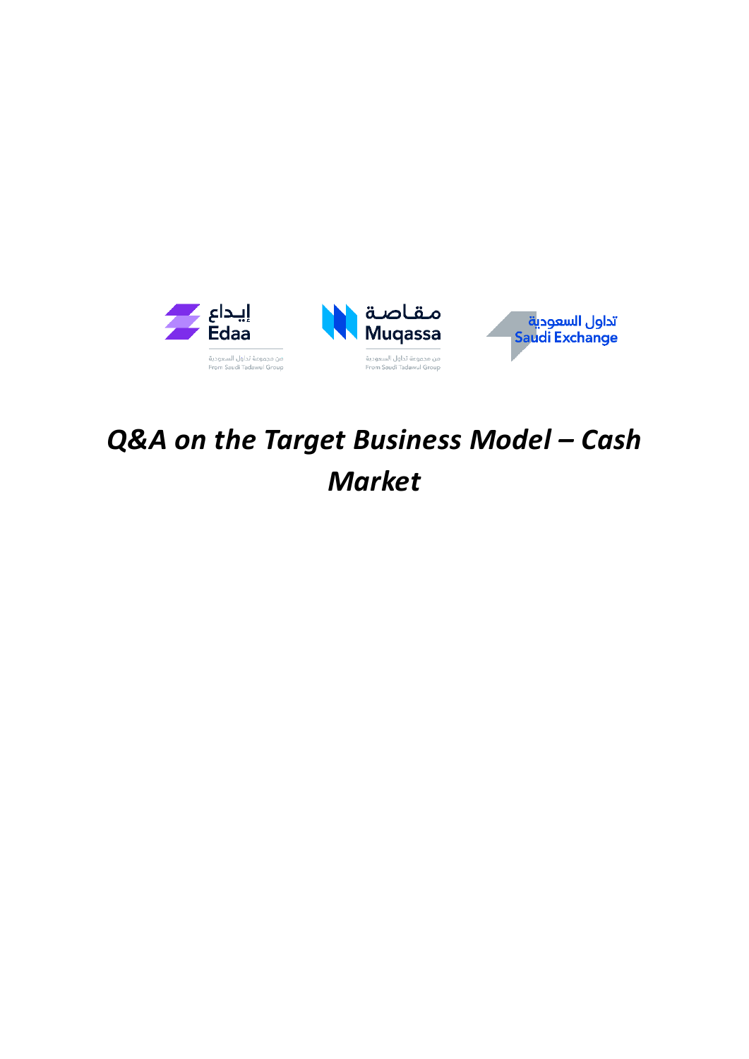إيداع
Edaa
من مجموعة تداول السعودية
From Saudi Tadawul Group

مقاصة
Muqassa
من مجموعة تداول السعودية
From Saudi Tadawul Group

تداول السعودية
Saudi Exchange

# *Q&A on the Target Business Model – Cash Market*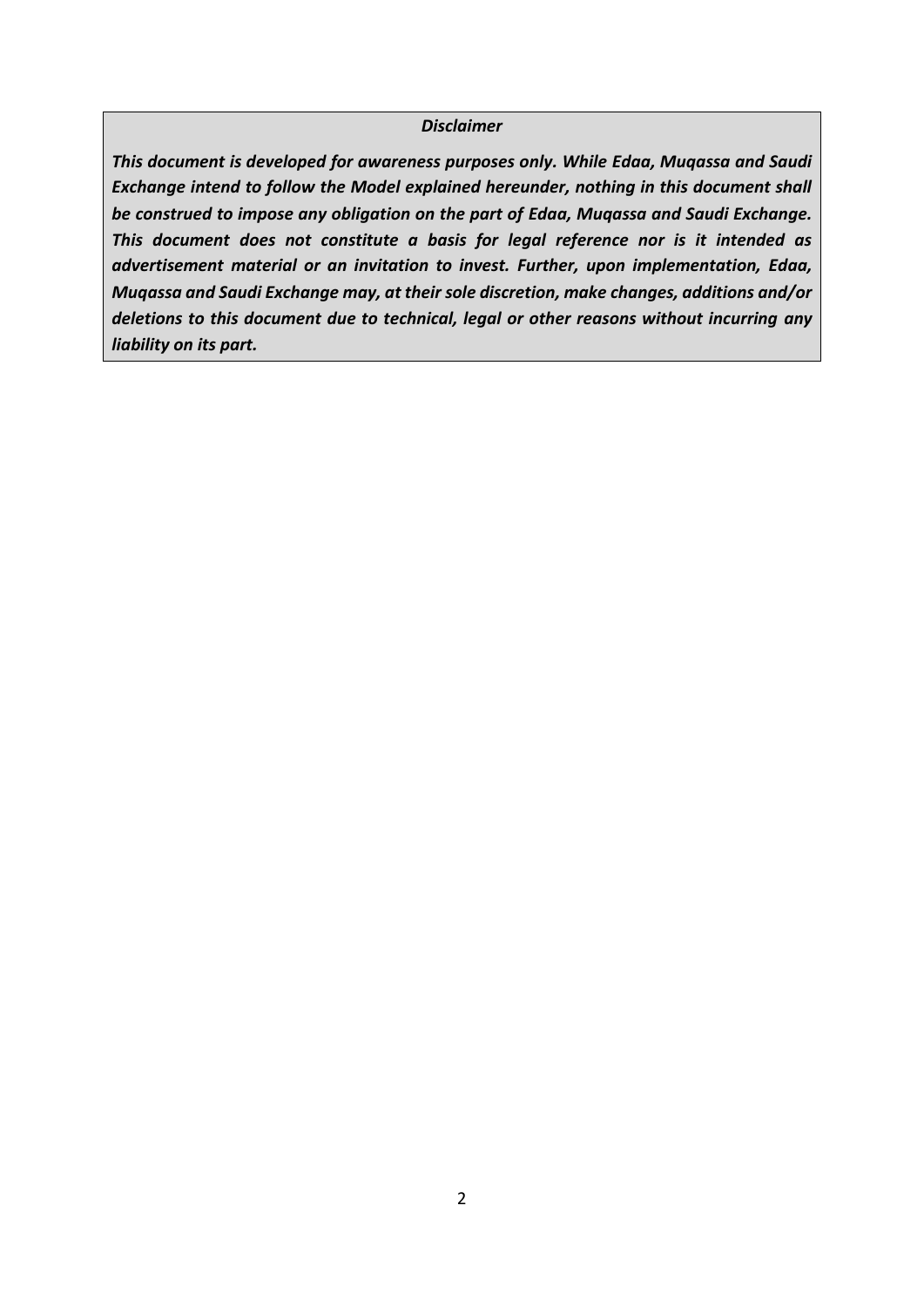***Disclaimer***

***This document is developed for awareness purposes only. While Edaa, Muqassa and Saudi Exchange intend to follow the Model explained hereunder, nothing in this document shall be construed to impose any obligation on the part of Edaa, Muqassa and Saudi Exchange. This document does not constitute a basis for legal reference nor is it intended as advertisement material or an invitation to invest. Further, upon implementation, Edaa, Muqassa and Saudi Exchange may, at their sole discretion, make changes, additions and/or deletions to this document due to technical, legal or other reasons without incurring any liability on its part.***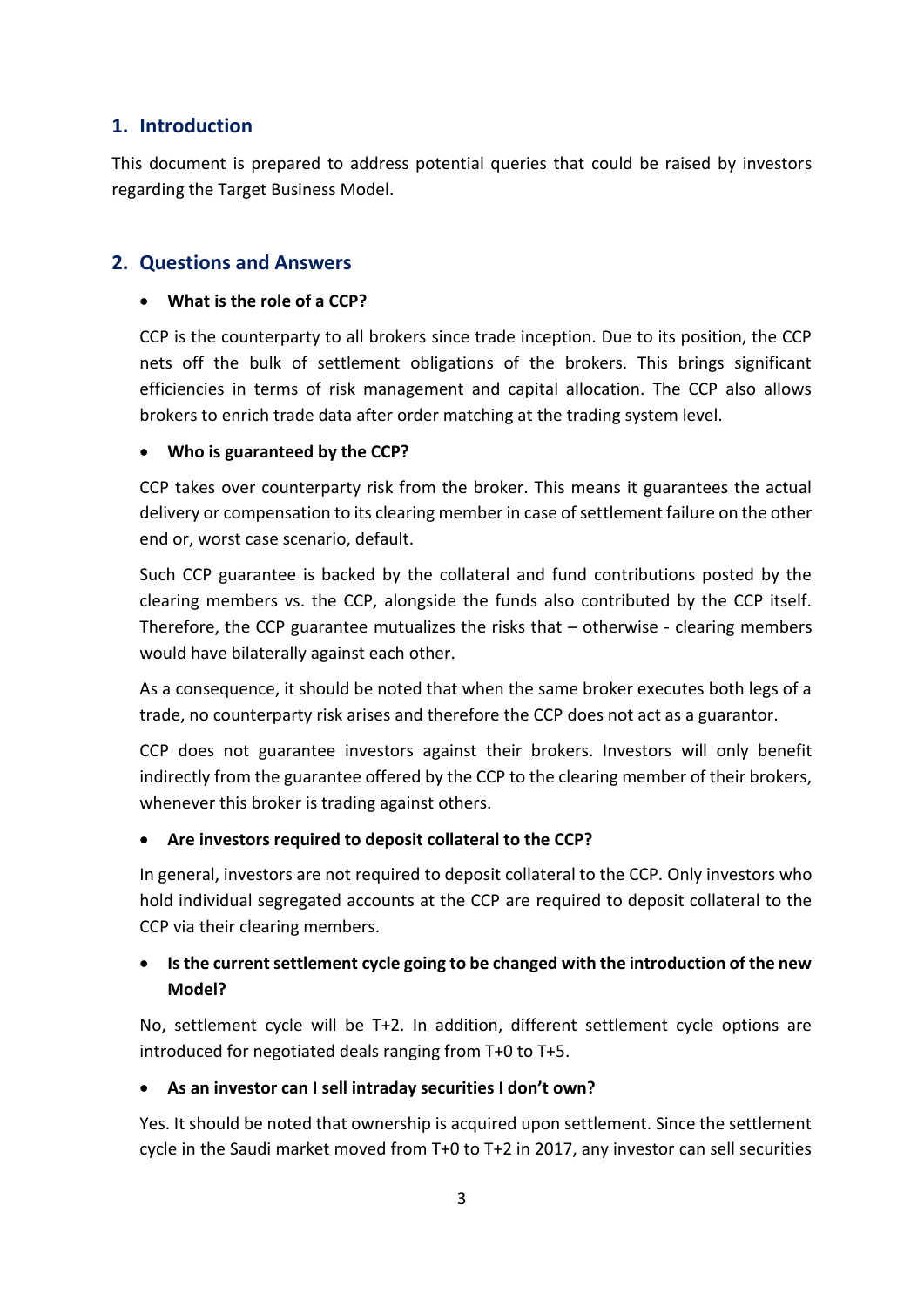## 1. Introduction

This document is prepared to address potential queries that could be raised by investors regarding the Target Business Model.

## 2. Questions and Answers

- **What is the role of a CCP?**

  CCP is the counterparty to all brokers since trade inception. Due to its position, the CCP nets off the bulk of settlement obligations of the brokers. This brings significant efficiencies in terms of risk management and capital allocation. The CCP also allows brokers to enrich trade data after order matching at the trading system level.

- **Who is guaranteed by the CCP?**

  CCP takes over counterparty risk from the broker. This means it guarantees the actual delivery or compensation to its clearing member in case of settlement failure on the other end or, worst case scenario, default.

  Such CCP guarantee is backed by the collateral and fund contributions posted by the clearing members vs. the CCP, alongside the funds also contributed by the CCP itself. Therefore, the CCP guarantee mutualizes the risks that – otherwise - clearing members would have bilaterally against each other.

  As a consequence, it should be noted that when the same broker executes both legs of a trade, no counterparty risk arises and therefore the CCP does not act as a guarantor.

  CCP does not guarantee investors against their brokers. Investors will only benefit indirectly from the guarantee offered by the CCP to the clearing member of their brokers, whenever this broker is trading against others.

- **Are investors required to deposit collateral to the CCP?**

  In general, investors are not required to deposit collateral to the CCP. Only investors who hold individual segregated accounts at the CCP are required to deposit collateral to the CCP via their clearing members.

- **Is the current settlement cycle going to be changed with the introduction of the new Model?**

  No, settlement cycle will be T+2. In addition, different settlement cycle options are introduced for negotiated deals ranging from T+0 to T+5.

- **As an investor can I sell intraday securities I don't own?**

  Yes. It should be noted that ownership is acquired upon settlement. Since the settlement cycle in the Saudi market moved from T+0 to T+2 in 2017, any investor can sell securities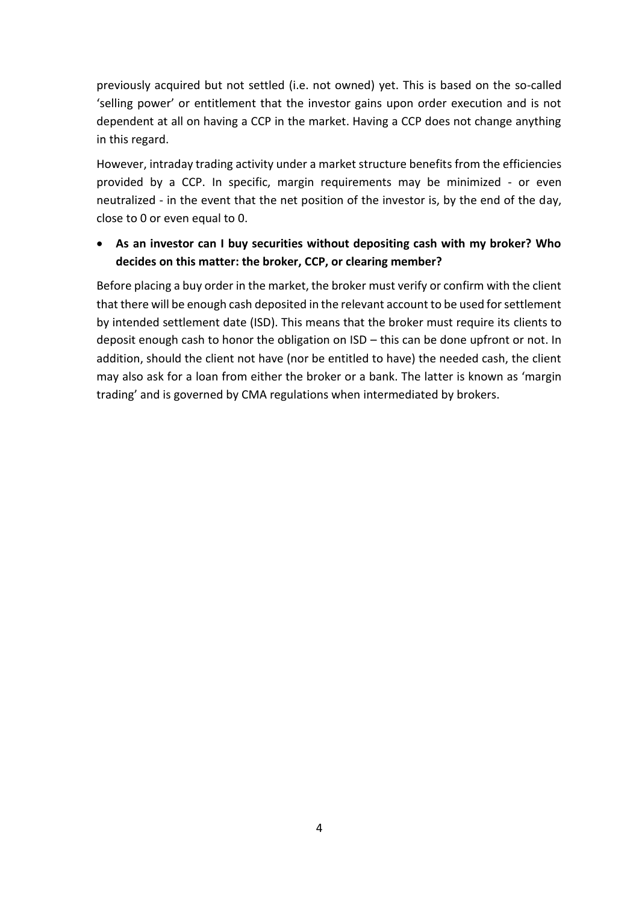previously acquired but not settled (i.e. not owned) yet. This is based on the so-called 'selling power' or entitlement that the investor gains upon order execution and is not dependent at all on having a CCP in the market. Having a CCP does not change anything in this regard.

However, intraday trading activity under a market structure benefits from the efficiencies provided by a CCP. In specific, margin requirements may be minimized - or even neutralized - in the event that the net position of the investor is, by the end of the day, close to 0 or even equal to 0.

- **As an investor can I buy securities without depositing cash with my broker? Who decides on this matter: the broker, CCP, or clearing member?**

Before placing a buy order in the market, the broker must verify or confirm with the client that there will be enough cash deposited in the relevant account to be used for settlement by intended settlement date (ISD). This means that the broker must require its clients to deposit enough cash to honor the obligation on ISD – this can be done upfront or not. In addition, should the client not have (nor be entitled to have) the needed cash, the client may also ask for a loan from either the broker or a bank. The latter is known as 'margin trading' and is governed by CMA regulations when intermediated by brokers.